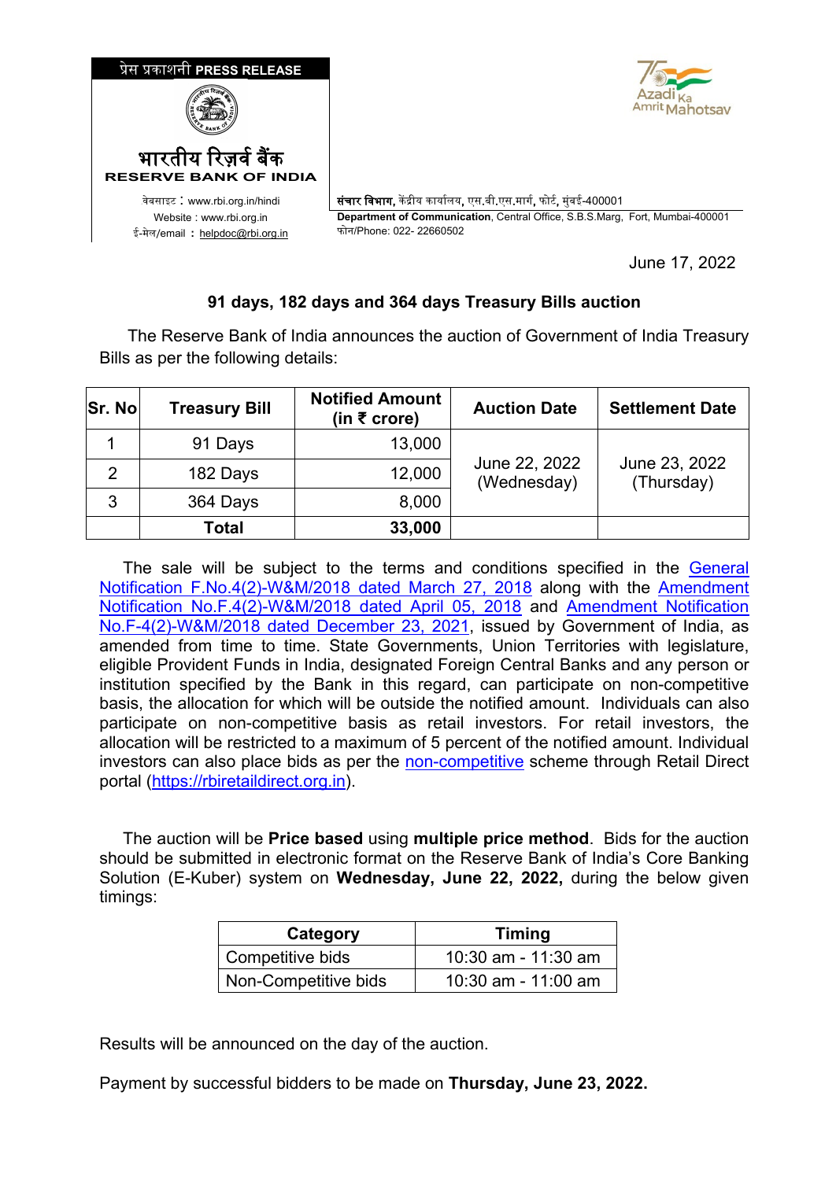प्रेस प्रकाशनी **PRESS RELEASE**

भारतीय रिज़र्व बैंक
**RESERVE BANK OF INDIA**

वेबसाइट : www.rbi.org.in/hindi
Website : www.rbi.org.in
ई-मेल/email : helpdoc@rbi.org.in

**संचार विभाग,** केंद्रीय कार्यालय, एस.बी.एस.मार्ग, फोर्ट, मुंबई-400001
**Department of Communication**, Central Office, S.B.S.Marg, Fort, Mumbai-400001
फोन/Phone: 022- 22660502

June 17, 2022

## 91 days, 182 days and 364 days Treasury Bills auction

The Reserve Bank of India announces the auction of Government of India Treasury Bills as per the following details:

| Sr. No | Treasury Bill | Notified Amount (in ₹ crore) | Auction Date | Settlement Date |
|---|---|---|---|---|
| 1 | 91 Days | 13,000 | June 22, 2022 (Wednesday) | June 23, 2022 (Thursday) |
| 2 | 182 Days | 12,000 | | |
| 3 | 364 Days | 8,000 | | |
| | **Total** | **33,000** | | |

The sale will be subject to the terms and conditions specified in the General Notification F.No.4(2)-W&M/2018 dated March 27, 2018 along with the Amendment Notification No.F.4(2)-W&M/2018 dated April 05, 2018 and Amendment Notification No.F-4(2)-W&M/2018 dated December 23, 2021, issued by Government of India, as amended from time to time. State Governments, Union Territories with legislature, eligible Provident Funds in India, designated Foreign Central Banks and any person or institution specified by the Bank in this regard, can participate on non-competitive basis, the allocation for which will be outside the notified amount. Individuals can also participate on non-competitive basis as retail investors. For retail investors, the allocation will be restricted to a maximum of 5 percent of the notified amount. Individual investors can also place bids as per the non-competitive scheme through Retail Direct portal (https://rbiretaildirect.org.in).

The auction will be **Price based** using **multiple price method**. Bids for the auction should be submitted in electronic format on the Reserve Bank of India's Core Banking Solution (E-Kuber) system on **Wednesday, June 22, 2022,** during the below given timings:

| Category | Timing |
|---|---|
| Competitive bids | 10:30 am - 11:30 am |
| Non-Competitive bids | 10:30 am - 11:00 am |

Results will be announced on the day of the auction.

Payment by successful bidders to be made on **Thursday, June 23, 2022.**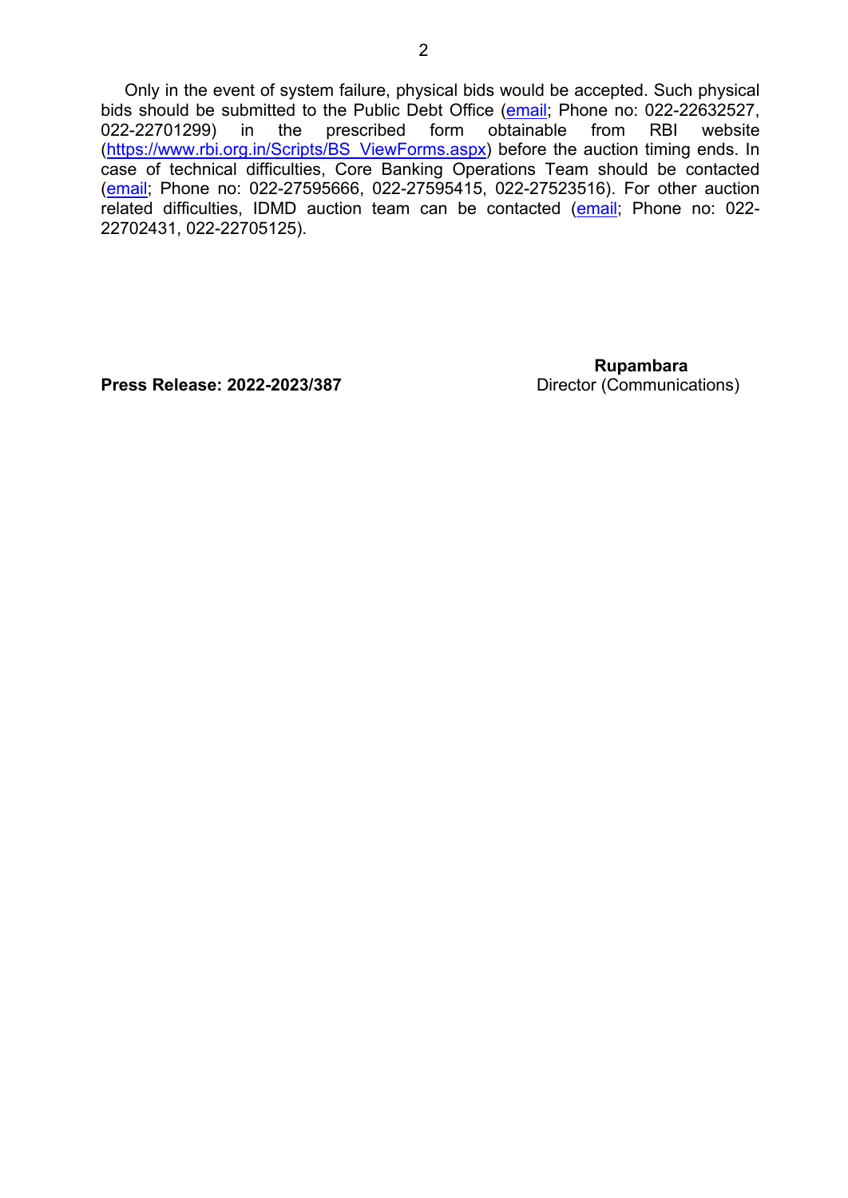Only in the event of system failure, physical bids would be accepted. Such physical bids should be submitted to the Public Debt Office (email; Phone no: 022-22632527, 022-22701299) in the prescribed form obtainable from RBI website (https://www.rbi.org.in/Scripts/BS_ViewForms.aspx) before the auction timing ends. In case of technical difficulties, Core Banking Operations Team should be contacted (email; Phone no: 022-27595666, 022-27595415, 022-27523516). For other auction related difficulties, IDMD auction team can be contacted (email; Phone no: 022-22702431, 022-22705125).

**Rupambara**
Director (Communications)

**Press Release: 2022-2023/387**